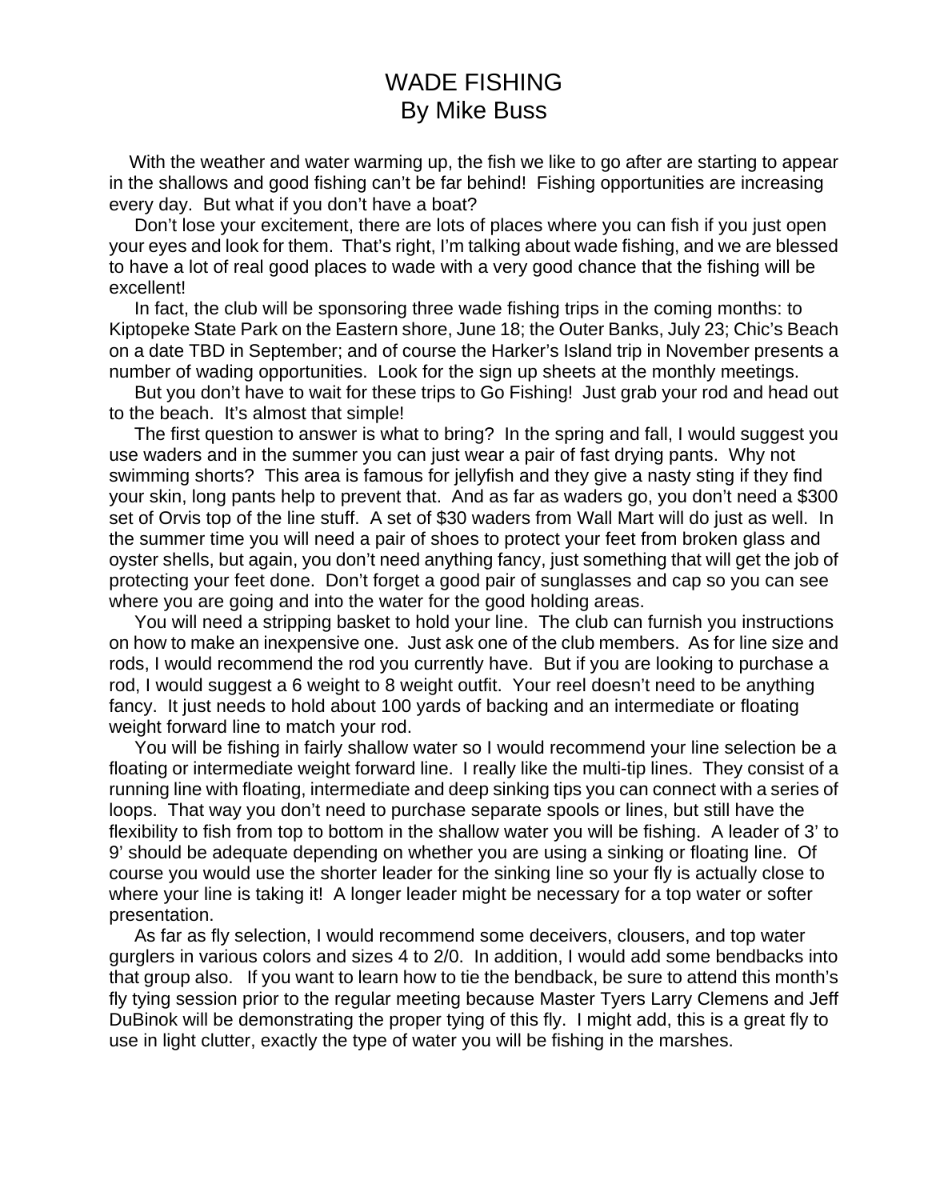# WADE FISHING
## By Mike Buss

With the weather and water warming up, the fish we like to go after are starting to appear in the shallows and good fishing can't be far behind! Fishing opportunities are increasing every day. But what if you don't have a boat?

Don't lose your excitement, there are lots of places where you can fish if you just open your eyes and look for them. That's right, I'm talking about wade fishing, and we are blessed to have a lot of real good places to wade with a very good chance that the fishing will be excellent!

In fact, the club will be sponsoring three wade fishing trips in the coming months: to Kiptopeke State Park on the Eastern shore, June 18; the Outer Banks, July 23; Chic's Beach on a date TBD in September; and of course the Harker's Island trip in November presents a number of wading opportunities. Look for the sign up sheets at the monthly meetings.

But you don't have to wait for these trips to Go Fishing! Just grab your rod and head out to the beach. It's almost that simple!

The first question to answer is what to bring? In the spring and fall, I would suggest you use waders and in the summer you can just wear a pair of fast drying pants. Why not swimming shorts? This area is famous for jellyfish and they give a nasty sting if they find your skin, long pants help to prevent that. And as far as waders go, you don't need a $300 set of Orvis top of the line stuff. A set of $30 waders from Wall Mart will do just as well. In the summer time you will need a pair of shoes to protect your feet from broken glass and oyster shells, but again, you don't need anything fancy, just something that will get the job of protecting your feet done. Don't forget a good pair of sunglasses and cap so you can see where you are going and into the water for the good holding areas.

You will need a stripping basket to hold your line. The club can furnish you instructions on how to make an inexpensive one. Just ask one of the club members. As for line size and rods, I would recommend the rod you currently have. But if you are looking to purchase a rod, I would suggest a 6 weight to 8 weight outfit. Your reel doesn't need to be anything fancy. It just needs to hold about 100 yards of backing and an intermediate or floating weight forward line to match your rod.

You will be fishing in fairly shallow water so I would recommend your line selection be a floating or intermediate weight forward line. I really like the multi-tip lines. They consist of a running line with floating, intermediate and deep sinking tips you can connect with a series of loops. That way you don't need to purchase separate spools or lines, but still have the flexibility to fish from top to bottom in the shallow water you will be fishing. A leader of 3' to 9' should be adequate depending on whether you are using a sinking or floating line. Of course you would use the shorter leader for the sinking line so your fly is actually close to where your line is taking it! A longer leader might be necessary for a top water or softer presentation.

As far as fly selection, I would recommend some deceivers, clousers, and top water gurglers in various colors and sizes 4 to 2/0. In addition, I would add some bendbacks into that group also. If you want to learn how to tie the bendback, be sure to attend this month's fly tying session prior to the regular meeting because Master Tyers Larry Clemens and Jeff DuBinok will be demonstrating the proper tying of this fly. I might add, this is a great fly to use in light clutter, exactly the type of water you will be fishing in the marshes.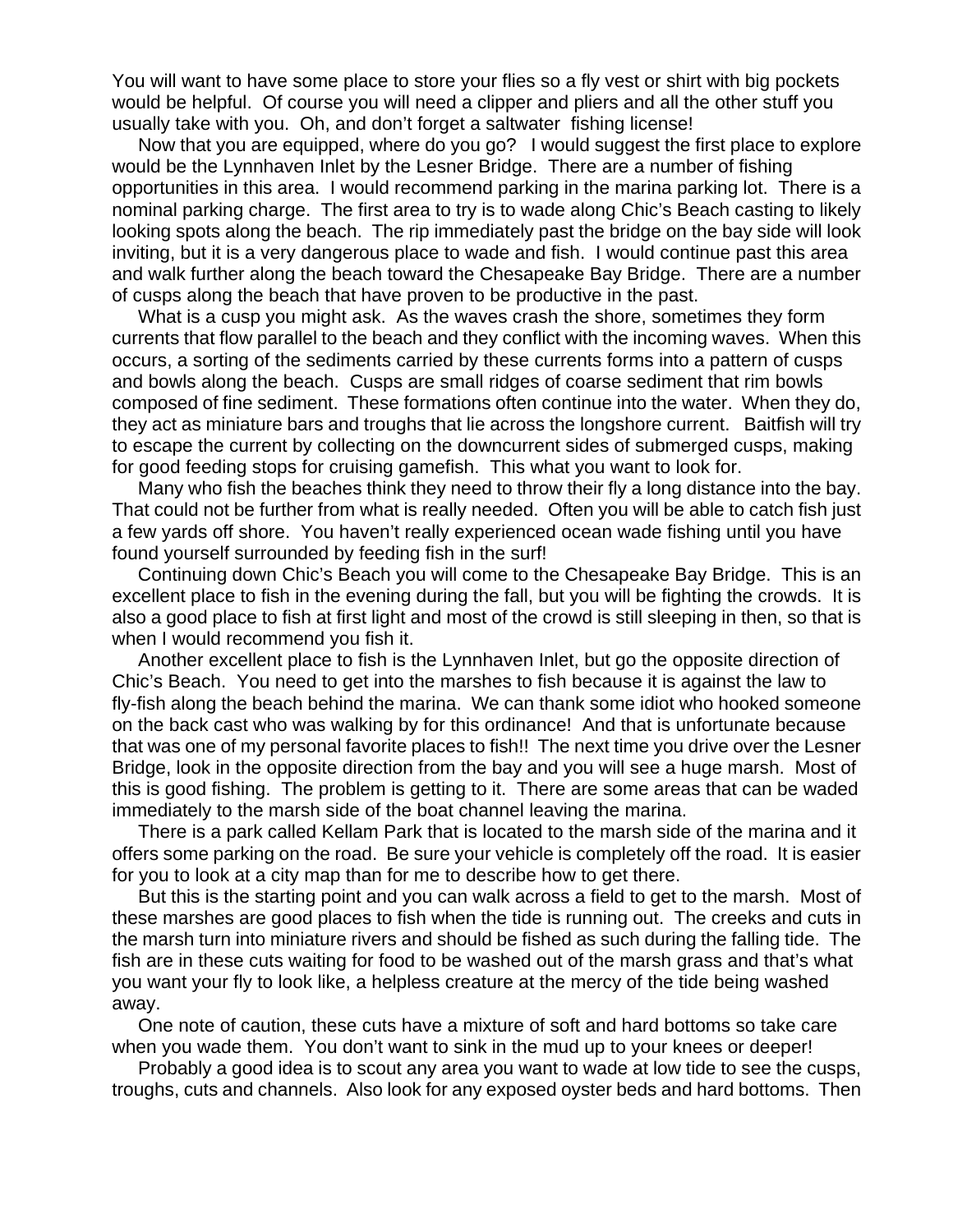You will want to have some place to store your flies so a fly vest or shirt with big pockets would be helpful. Of course you will need a clipper and pliers and all the other stuff you usually take with you. Oh, and don't forget a saltwater fishing license!

Now that you are equipped, where do you go? I would suggest the first place to explore would be the Lynnhaven Inlet by the Lesner Bridge. There are a number of fishing opportunities in this area. I would recommend parking in the marina parking lot. There is a nominal parking charge. The first area to try is to wade along Chic's Beach casting to likely looking spots along the beach. The rip immediately past the bridge on the bay side will look inviting, but it is a very dangerous place to wade and fish. I would continue past this area and walk further along the beach toward the Chesapeake Bay Bridge. There are a number of cusps along the beach that have proven to be productive in the past.

What is a cusp you might ask. As the waves crash the shore, sometimes they form currents that flow parallel to the beach and they conflict with the incoming waves. When this occurs, a sorting of the sediments carried by these currents forms into a pattern of cusps and bowls along the beach. Cusps are small ridges of coarse sediment that rim bowls composed of fine sediment. These formations often continue into the water. When they do, they act as miniature bars and troughs that lie across the longshore current. Baitfish will try to escape the current by collecting on the downcurrent sides of submerged cusps, making for good feeding stops for cruising gamefish. This what you want to look for.

Many who fish the beaches think they need to throw their fly a long distance into the bay. That could not be further from what is really needed. Often you will be able to catch fish just a few yards off shore. You haven't really experienced ocean wade fishing until you have found yourself surrounded by feeding fish in the surf!

Continuing down Chic's Beach you will come to the Chesapeake Bay Bridge. This is an excellent place to fish in the evening during the fall, but you will be fighting the crowds. It is also a good place to fish at first light and most of the crowd is still sleeping in then, so that is when I would recommend you fish it.

Another excellent place to fish is the Lynnhaven Inlet, but go the opposite direction of Chic's Beach. You need to get into the marshes to fish because it is against the law to fly-fish along the beach behind the marina. We can thank some idiot who hooked someone on the back cast who was walking by for this ordinance! And that is unfortunate because that was one of my personal favorite places to fish!! The next time you drive over the Lesner Bridge, look in the opposite direction from the bay and you will see a huge marsh. Most of this is good fishing. The problem is getting to it. There are some areas that can be waded immediately to the marsh side of the boat channel leaving the marina.

There is a park called Kellam Park that is located to the marsh side of the marina and it offers some parking on the road. Be sure your vehicle is completely off the road. It is easier for you to look at a city map than for me to describe how to get there.

But this is the starting point and you can walk across a field to get to the marsh. Most of these marshes are good places to fish when the tide is running out. The creeks and cuts in the marsh turn into miniature rivers and should be fished as such during the falling tide. The fish are in these cuts waiting for food to be washed out of the marsh grass and that's what you want your fly to look like, a helpless creature at the mercy of the tide being washed away.

One note of caution, these cuts have a mixture of soft and hard bottoms so take care when you wade them. You don't want to sink in the mud up to your knees or deeper!

Probably a good idea is to scout any area you want to wade at low tide to see the cusps, troughs, cuts and channels. Also look for any exposed oyster beds and hard bottoms. Then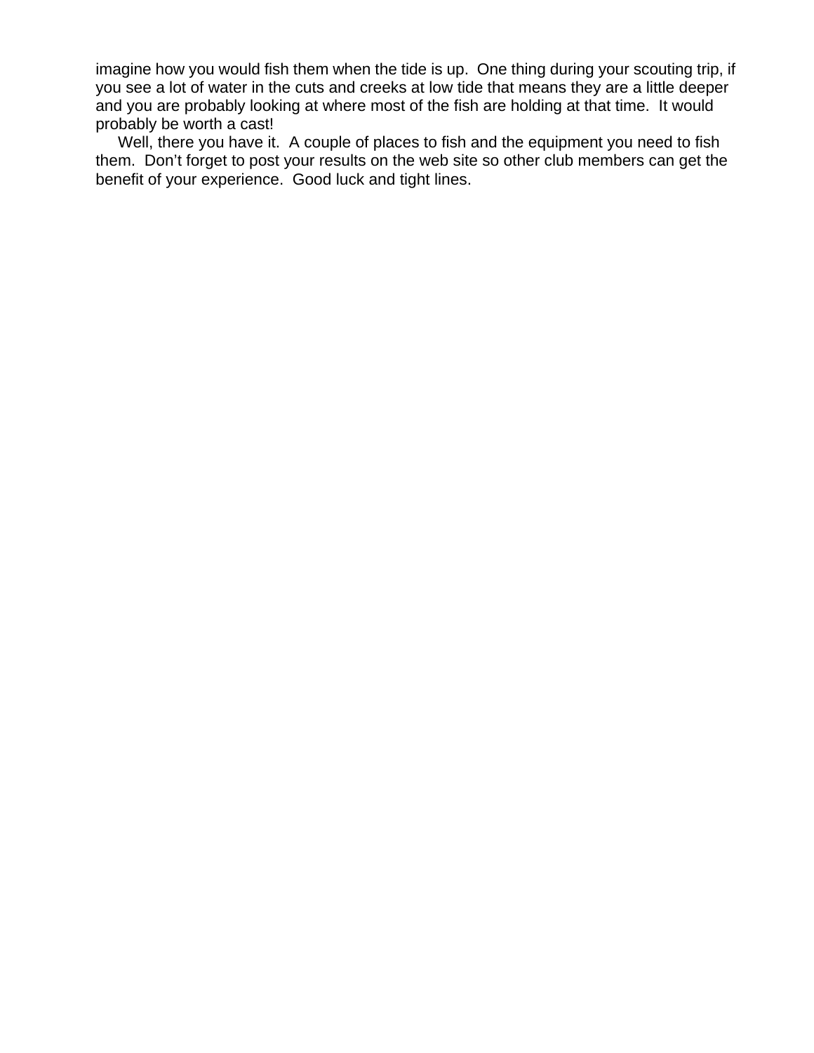imagine how you would fish them when the tide is up. One thing during your scouting trip, if you see a lot of water in the cuts and creeks at low tide that means they are a little deeper and you are probably looking at where most of the fish are holding at that time. It would probably be worth a cast!

Well, there you have it. A couple of places to fish and the equipment you need to fish them. Don't forget to post your results on the web site so other club members can get the benefit of your experience. Good luck and tight lines.